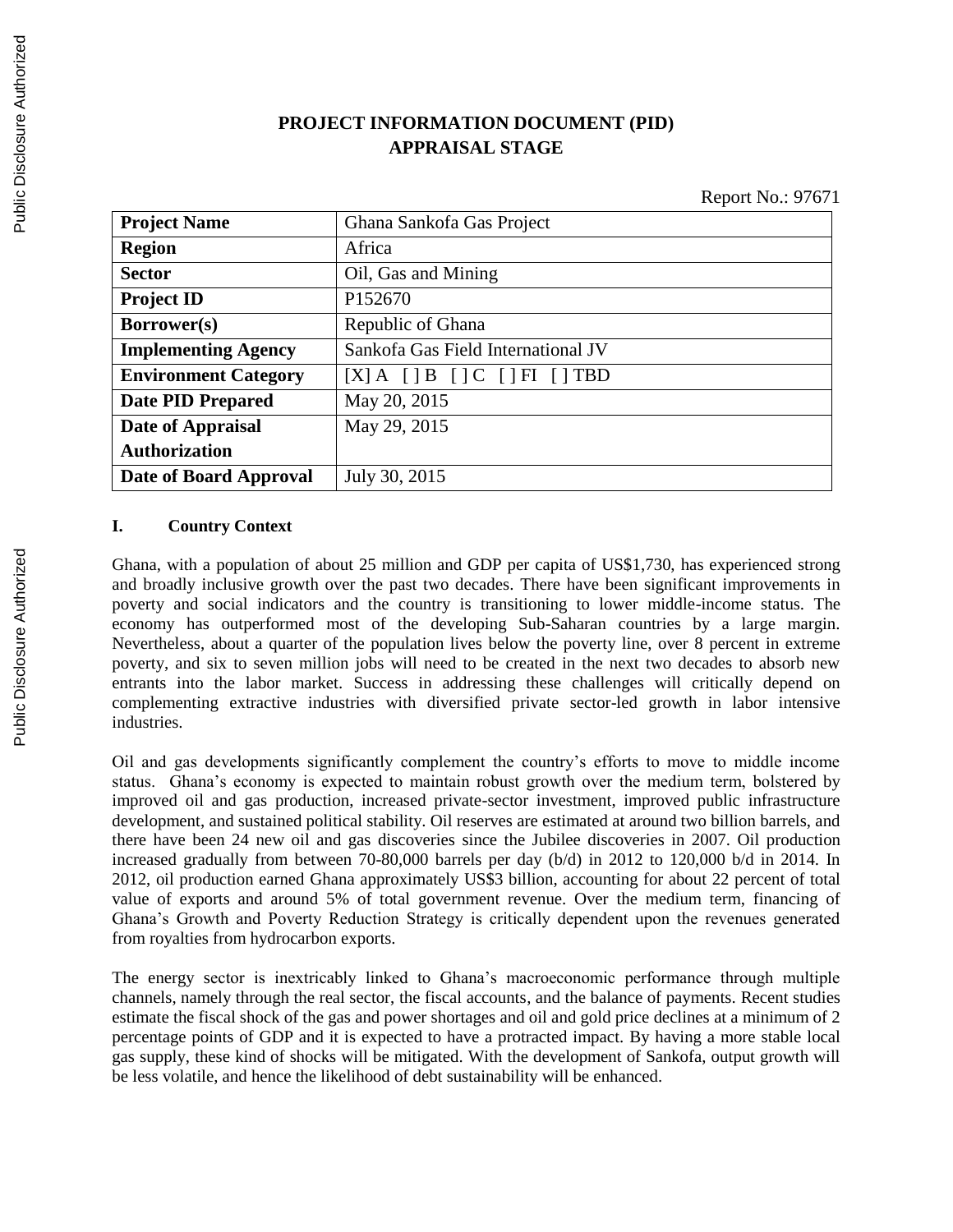# PROJECT INFORMATION DOCUMENT (PID)
# APPRAISAL STAGE

Report No.: 97671

| Project Name | Ghana Sankofa Gas Project |
|---|---|
| **Region** | Africa |
| **Sector** | Oil, Gas and Mining |
| **Project ID** | P152670 |
| **Borrower(s)** | Republic of Ghana |
| **Implementing Agency** | Sankofa Gas Field International JV |
| **Environment Category** | [X] A [ ] B [ ] C [ ] FI [ ] TBD |
| **Date PID Prepared** | May 20, 2015 |
| **Date of Appraisal Authorization** | May 29, 2015 |
| **Date of Board Approval** | July 30, 2015 |

## I. Country Context

Ghana, with a population of about 25 million and GDP per capita of US$1,730, has experienced strong and broadly inclusive growth over the past two decades. There have been significant improvements in poverty and social indicators and the country is transitioning to lower middle-income status. The economy has outperformed most of the developing Sub-Saharan countries by a large margin. Nevertheless, about a quarter of the population lives below the poverty line, over 8 percent in extreme poverty, and six to seven million jobs will need to be created in the next two decades to absorb new entrants into the labor market. Success in addressing these challenges will critically depend on complementing extractive industries with diversified private sector-led growth in labor intensive industries.

Oil and gas developments significantly complement the country's efforts to move to middle income status. Ghana's economy is expected to maintain robust growth over the medium term, bolstered by improved oil and gas production, increased private-sector investment, improved public infrastructure development, and sustained political stability. Oil reserves are estimated at around two billion barrels, and there have been 24 new oil and gas discoveries since the Jubilee discoveries in 2007. Oil production increased gradually from between 70-80,000 barrels per day (b/d) in 2012 to 120,000 b/d in 2014. In 2012, oil production earned Ghana approximately US$3 billion, accounting for about 22 percent of total value of exports and around 5% of total government revenue. Over the medium term, financing of Ghana's Growth and Poverty Reduction Strategy is critically dependent upon the revenues generated from royalties from hydrocarbon exports.

The energy sector is inextricably linked to Ghana's macroeconomic performance through multiple channels, namely through the real sector, the fiscal accounts, and the balance of payments. Recent studies estimate the fiscal shock of the gas and power shortages and oil and gold price declines at a minimum of 2 percentage points of GDP and it is expected to have a protracted impact. By having a more stable local gas supply, these kind of shocks will be mitigated. With the development of Sankofa, output growth will be less volatile, and hence the likelihood of debt sustainability will be enhanced.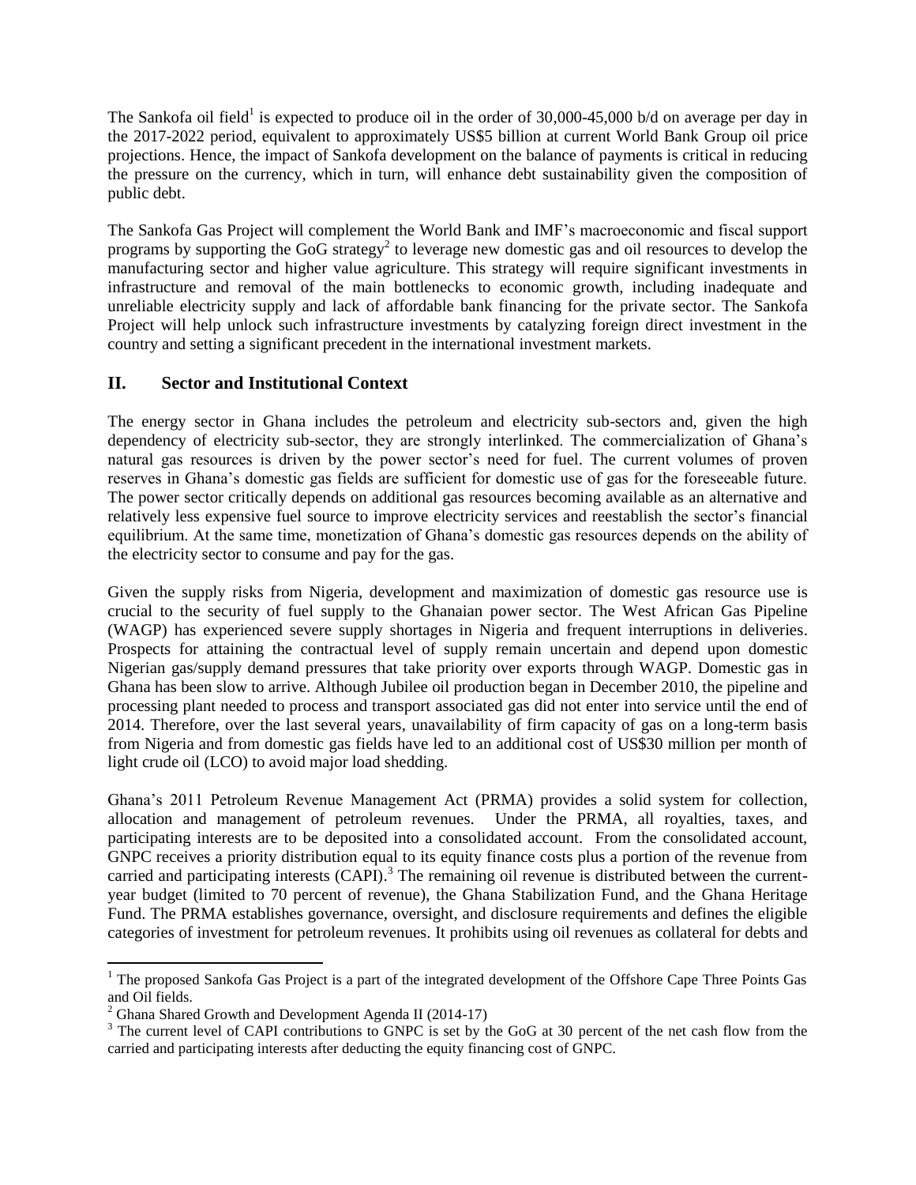The Sankofa oil field[1] is expected to produce oil in the order of 30,000-45,000 b/d on average per day in the 2017-2022 period, equivalent to approximately US$5 billion at current World Bank Group oil price projections. Hence, the impact of Sankofa development on the balance of payments is critical in reducing the pressure on the currency, which in turn, will enhance debt sustainability given the composition of public debt.

The Sankofa Gas Project will complement the World Bank and IMF's macroeconomic and fiscal support programs by supporting the GoG strategy[2] to leverage new domestic gas and oil resources to develop the manufacturing sector and higher value agriculture. This strategy will require significant investments in infrastructure and removal of the main bottlenecks to economic growth, including inadequate and unreliable electricity supply and lack of affordable bank financing for the private sector. The Sankofa Project will help unlock such infrastructure investments by catalyzing foreign direct investment in the country and setting a significant precedent in the international investment markets.

## II. Sector and Institutional Context

The energy sector in Ghana includes the petroleum and electricity sub-sectors and, given the high dependency of electricity sub-sector, they are strongly interlinked. The commercialization of Ghana's natural gas resources is driven by the power sector's need for fuel. The current volumes of proven reserves in Ghana's domestic gas fields are sufficient for domestic use of gas for the foreseeable future. The power sector critically depends on additional gas resources becoming available as an alternative and relatively less expensive fuel source to improve electricity services and reestablish the sector's financial equilibrium. At the same time, monetization of Ghana's domestic gas resources depends on the ability of the electricity sector to consume and pay for the gas.

Given the supply risks from Nigeria, development and maximization of domestic gas resource use is crucial to the security of fuel supply to the Ghanaian power sector. The West African Gas Pipeline (WAGP) has experienced severe supply shortages in Nigeria and frequent interruptions in deliveries. Prospects for attaining the contractual level of supply remain uncertain and depend upon domestic Nigerian gas/supply demand pressures that take priority over exports through WAGP. Domestic gas in Ghana has been slow to arrive. Although Jubilee oil production began in December 2010, the pipeline and processing plant needed to process and transport associated gas did not enter into service until the end of 2014. Therefore, over the last several years, unavailability of firm capacity of gas on a long-term basis from Nigeria and from domestic gas fields have led to an additional cost of US$30 million per month of light crude oil (LCO) to avoid major load shedding.

Ghana's 2011 Petroleum Revenue Management Act (PRMA) provides a solid system for collection, allocation and management of petroleum revenues. Under the PRMA, all royalties, taxes, and participating interests are to be deposited into a consolidated account. From the consolidated account, GNPC receives a priority distribution equal to its equity finance costs plus a portion of the revenue from carried and participating interests (CAPI).[3] The remaining oil revenue is distributed between the current-year budget (limited to 70 percent of revenue), the Ghana Stabilization Fund, and the Ghana Heritage Fund. The PRMA establishes governance, oversight, and disclosure requirements and defines the eligible categories of investment for petroleum revenues. It prohibits using oil revenues as collateral for debts and

---

[1] The proposed Sankofa Gas Project is a part of the integrated development of the Offshore Cape Three Points Gas and Oil fields.

[2] Ghana Shared Growth and Development Agenda II (2014-17)

[3] The current level of CAPI contributions to GNPC is set by the GoG at 30 percent of the net cash flow from the carried and participating interests after deducting the equity financing cost of GNPC.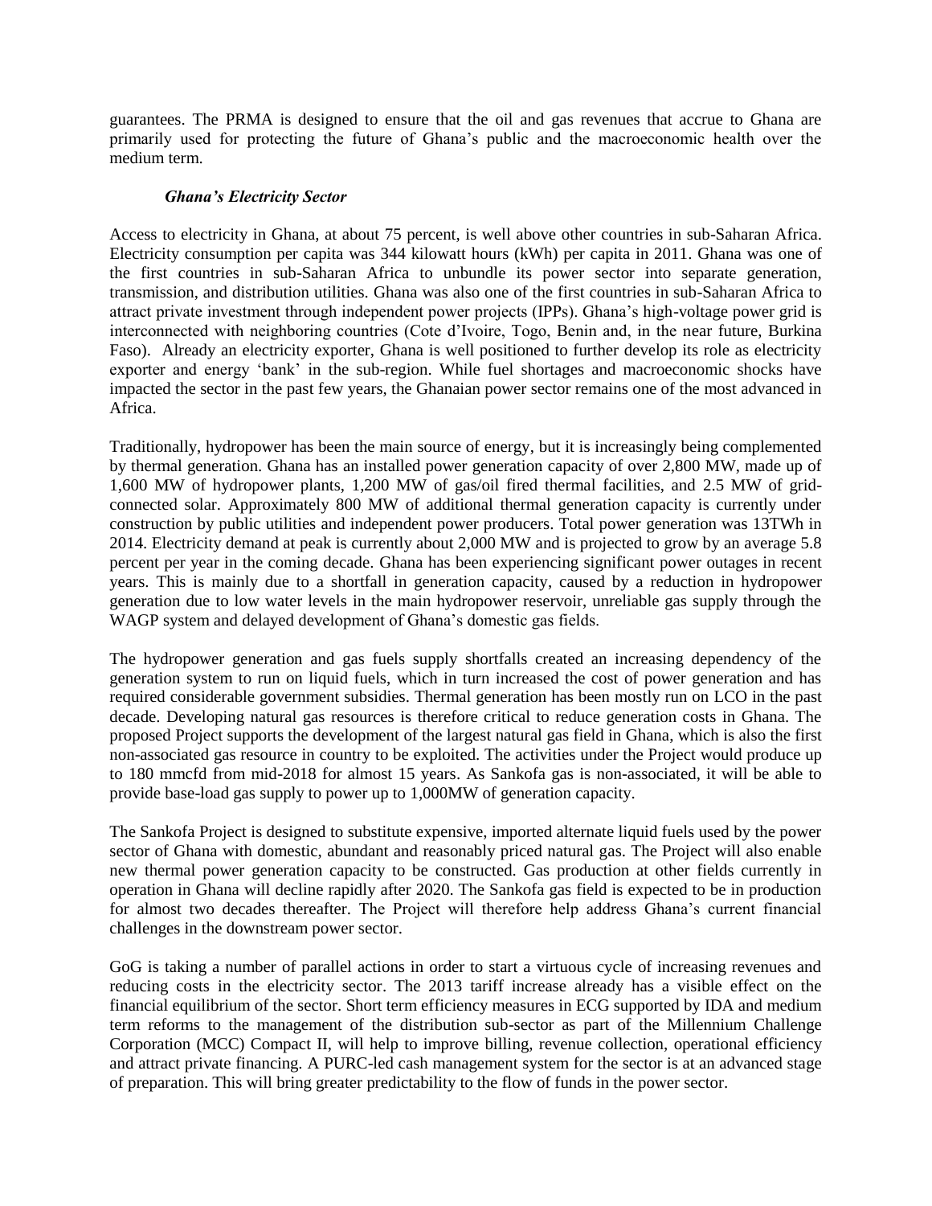guarantees. The PRMA is designed to ensure that the oil and gas revenues that accrue to Ghana are primarily used for protecting the future of Ghana's public and the macroeconomic health over the medium term.

***Ghana's Electricity Sector***

Access to electricity in Ghana, at about 75 percent, is well above other countries in sub-Saharan Africa. Electricity consumption per capita was 344 kilowatt hours (kWh) per capita in 2011. Ghana was one of the first countries in sub-Saharan Africa to unbundle its power sector into separate generation, transmission, and distribution utilities. Ghana was also one of the first countries in sub-Saharan Africa to attract private investment through independent power projects (IPPs). Ghana's high-voltage power grid is interconnected with neighboring countries (Cote d'Ivoire, Togo, Benin and, in the near future, Burkina Faso). Already an electricity exporter, Ghana is well positioned to further develop its role as electricity exporter and energy 'bank' in the sub-region. While fuel shortages and macroeconomic shocks have impacted the sector in the past few years, the Ghanaian power sector remains one of the most advanced in Africa.

Traditionally, hydropower has been the main source of energy, but it is increasingly being complemented by thermal generation. Ghana has an installed power generation capacity of over 2,800 MW, made up of 1,600 MW of hydropower plants, 1,200 MW of gas/oil fired thermal facilities, and 2.5 MW of grid-connected solar. Approximately 800 MW of additional thermal generation capacity is currently under construction by public utilities and independent power producers. Total power generation was 13TWh in 2014. Electricity demand at peak is currently about 2,000 MW and is projected to grow by an average 5.8 percent per year in the coming decade. Ghana has been experiencing significant power outages in recent years. This is mainly due to a shortfall in generation capacity, caused by a reduction in hydropower generation due to low water levels in the main hydropower reservoir, unreliable gas supply through the WAGP system and delayed development of Ghana's domestic gas fields.

The hydropower generation and gas fuels supply shortfalls created an increasing dependency of the generation system to run on liquid fuels, which in turn increased the cost of power generation and has required considerable government subsidies. Thermal generation has been mostly run on LCO in the past decade. Developing natural gas resources is therefore critical to reduce generation costs in Ghana. The proposed Project supports the development of the largest natural gas field in Ghana, which is also the first non-associated gas resource in country to be exploited. The activities under the Project would produce up to 180 mmcfd from mid-2018 for almost 15 years. As Sankofa gas is non-associated, it will be able to provide base-load gas supply to power up to 1,000MW of generation capacity.

The Sankofa Project is designed to substitute expensive, imported alternate liquid fuels used by the power sector of Ghana with domestic, abundant and reasonably priced natural gas. The Project will also enable new thermal power generation capacity to be constructed. Gas production at other fields currently in operation in Ghana will decline rapidly after 2020. The Sankofa gas field is expected to be in production for almost two decades thereafter. The Project will therefore help address Ghana's current financial challenges in the downstream power sector.

GoG is taking a number of parallel actions in order to start a virtuous cycle of increasing revenues and reducing costs in the electricity sector. The 2013 tariff increase already has a visible effect on the financial equilibrium of the sector. Short term efficiency measures in ECG supported by IDA and medium term reforms to the management of the distribution sub-sector as part of the Millennium Challenge Corporation (MCC) Compact II, will help to improve billing, revenue collection, operational efficiency and attract private financing. A PURC-led cash management system for the sector is at an advanced stage of preparation. This will bring greater predictability to the flow of funds in the power sector.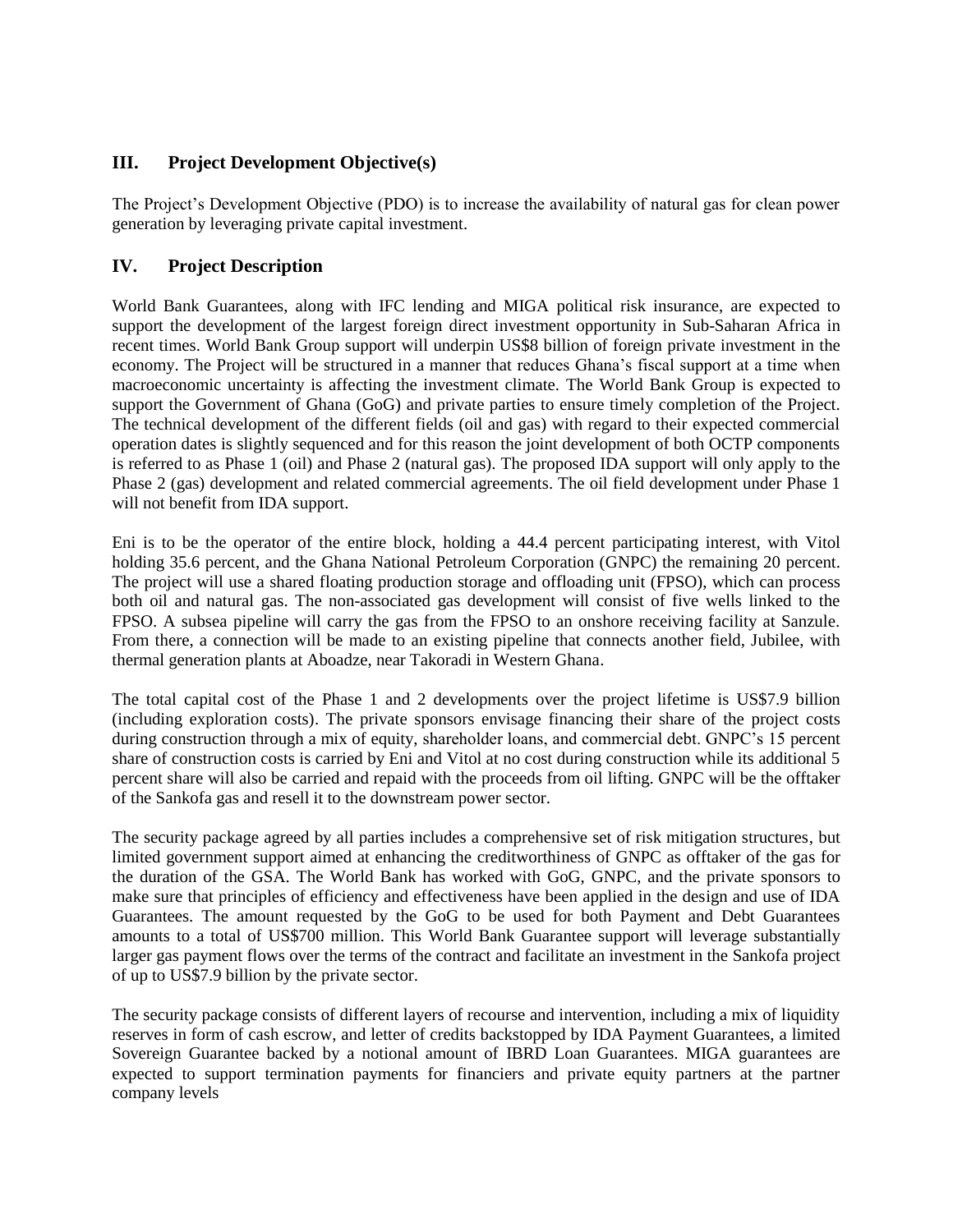## III. Project Development Objective(s)

The Project's Development Objective (PDO) is to increase the availability of natural gas for clean power generation by leveraging private capital investment.

## IV. Project Description

World Bank Guarantees, along with IFC lending and MIGA political risk insurance, are expected to support the development of the largest foreign direct investment opportunity in Sub-Saharan Africa in recent times. World Bank Group support will underpin US$8 billion of foreign private investment in the economy. The Project will be structured in a manner that reduces Ghana's fiscal support at a time when macroeconomic uncertainty is affecting the investment climate. The World Bank Group is expected to support the Government of Ghana (GoG) and private parties to ensure timely completion of the Project. The technical development of the different fields (oil and gas) with regard to their expected commercial operation dates is slightly sequenced and for this reason the joint development of both OCTP components is referred to as Phase 1 (oil) and Phase 2 (natural gas). The proposed IDA support will only apply to the Phase 2 (gas) development and related commercial agreements. The oil field development under Phase 1 will not benefit from IDA support.

Eni is to be the operator of the entire block, holding a 44.4 percent participating interest, with Vitol holding 35.6 percent, and the Ghana National Petroleum Corporation (GNPC) the remaining 20 percent. The project will use a shared floating production storage and offloading unit (FPSO), which can process both oil and natural gas. The non-associated gas development will consist of five wells linked to the FPSO. A subsea pipeline will carry the gas from the FPSO to an onshore receiving facility at Sanzule. From there, a connection will be made to an existing pipeline that connects another field, Jubilee, with thermal generation plants at Aboadze, near Takoradi in Western Ghana.

The total capital cost of the Phase 1 and 2 developments over the project lifetime is US$7.9 billion (including exploration costs). The private sponsors envisage financing their share of the project costs during construction through a mix of equity, shareholder loans, and commercial debt. GNPC's 15 percent share of construction costs is carried by Eni and Vitol at no cost during construction while its additional 5 percent share will also be carried and repaid with the proceeds from oil lifting. GNPC will be the offtaker of the Sankofa gas and resell it to the downstream power sector.

The security package agreed by all parties includes a comprehensive set of risk mitigation structures, but limited government support aimed at enhancing the creditworthiness of GNPC as offtaker of the gas for the duration of the GSA. The World Bank has worked with GoG, GNPC, and the private sponsors to make sure that principles of efficiency and effectiveness have been applied in the design and use of IDA Guarantees. The amount requested by the GoG to be used for both Payment and Debt Guarantees amounts to a total of US$700 million. This World Bank Guarantee support will leverage substantially larger gas payment flows over the terms of the contract and facilitate an investment in the Sankofa project of up to US$7.9 billion by the private sector.

The security package consists of different layers of recourse and intervention, including a mix of liquidity reserves in form of cash escrow, and letter of credits backstopped by IDA Payment Guarantees, a limited Sovereign Guarantee backed by a notional amount of IBRD Loan Guarantees. MIGA guarantees are expected to support termination payments for financiers and private equity partners at the partner company levels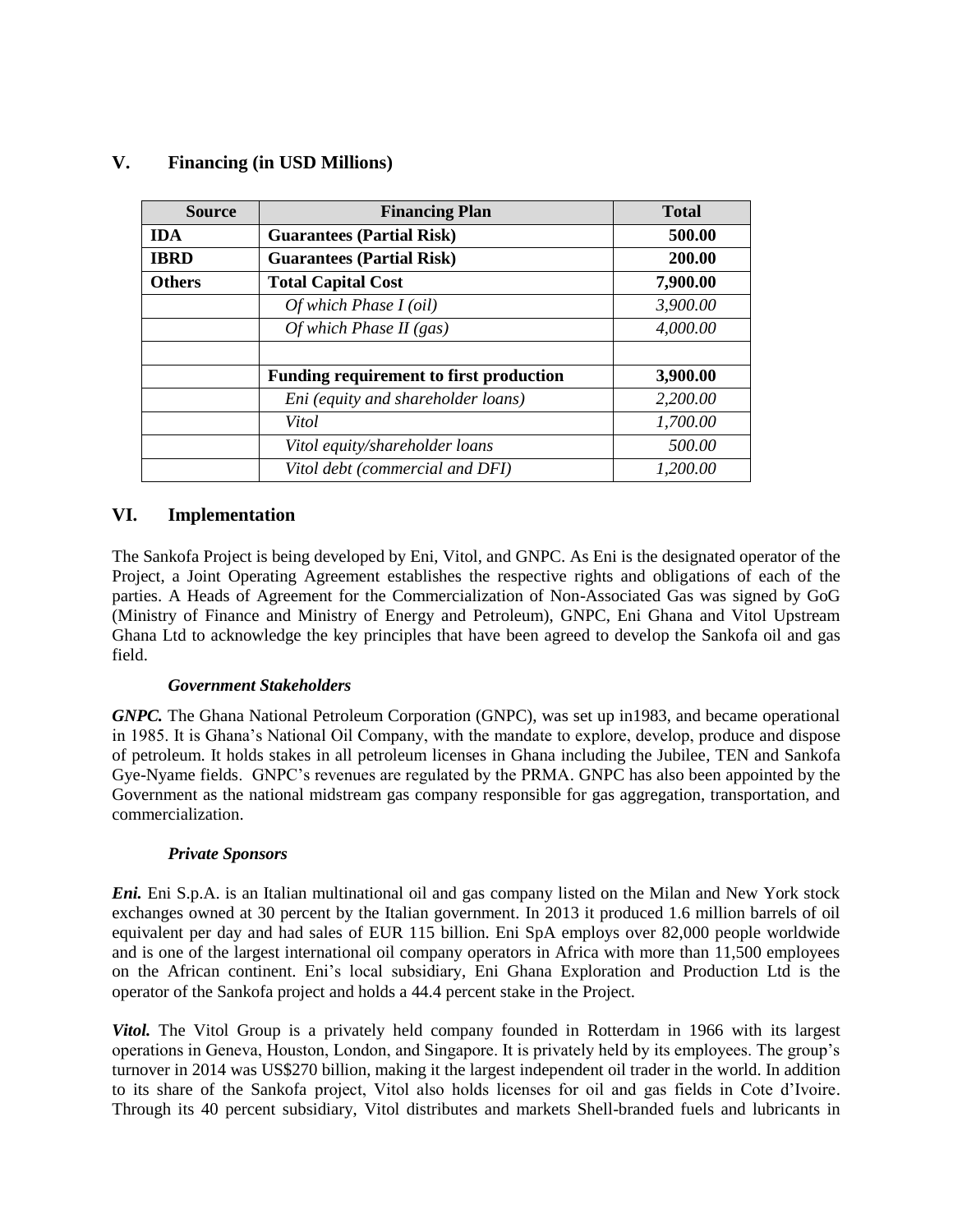## V. Financing (in USD Millions)

| Source | Financing Plan | Total |
|---|---|---|
| **IDA** | **Guarantees (Partial Risk)** | **500.00** |
| **IBRD** | **Guarantees (Partial Risk)** | **200.00** |
| **Others** | **Total Capital Cost** | **7,900.00** |
| | *Of which Phase I (oil)* | *3,900.00* |
| | *Of which Phase II (gas)* | *4,000.00* |
| | | |
| | **Funding requirement to first production** | **3,900.00** |
| | *Eni (equity and shareholder loans)* | *2,200.00* |
| | *Vitol* | *1,700.00* |
| | *Vitol equity/shareholder loans* | *500.00* |
| | *Vitol debt (commercial and DFI)* | *1,200.00* |

## VI. Implementation

The Sankofa Project is being developed by Eni, Vitol, and GNPC. As Eni is the designated operator of the Project, a Joint Operating Agreement establishes the respective rights and obligations of each of the parties. A Heads of Agreement for the Commercialization of Non-Associated Gas was signed by GoG (Ministry of Finance and Ministry of Energy and Petroleum), GNPC, Eni Ghana and Vitol Upstream Ghana Ltd to acknowledge the key principles that have been agreed to develop the Sankofa oil and gas field.

### *Government Stakeholders*

***GNPC.*** The Ghana National Petroleum Corporation (GNPC), was set up in1983, and became operational in 1985. It is Ghana's National Oil Company, with the mandate to explore, develop, produce and dispose of petroleum. It holds stakes in all petroleum licenses in Ghana including the Jubilee, TEN and Sankofa Gye-Nyame fields. GNPC's revenues are regulated by the PRMA. GNPC has also been appointed by the Government as the national midstream gas company responsible for gas aggregation, transportation, and commercialization.

### *Private Sponsors*

***Eni.*** Eni S.p.A. is an Italian multinational oil and gas company listed on the Milan and New York stock exchanges owned at 30 percent by the Italian government. In 2013 it produced 1.6 million barrels of oil equivalent per day and had sales of EUR 115 billion. Eni SpA employs over 82,000 people worldwide and is one of the largest international oil company operators in Africa with more than 11,500 employees on the African continent. Eni's local subsidiary, Eni Ghana Exploration and Production Ltd is the operator of the Sankofa project and holds a 44.4 percent stake in the Project.

***Vitol.*** The Vitol Group is a privately held company founded in Rotterdam in 1966 with its largest operations in Geneva, Houston, London, and Singapore. It is privately held by its employees. The group's turnover in 2014 was US$270 billion, making it the largest independent oil trader in the world. In addition to its share of the Sankofa project, Vitol also holds licenses for oil and gas fields in Cote d'Ivoire. Through its 40 percent subsidiary, Vitol distributes and markets Shell-branded fuels and lubricants in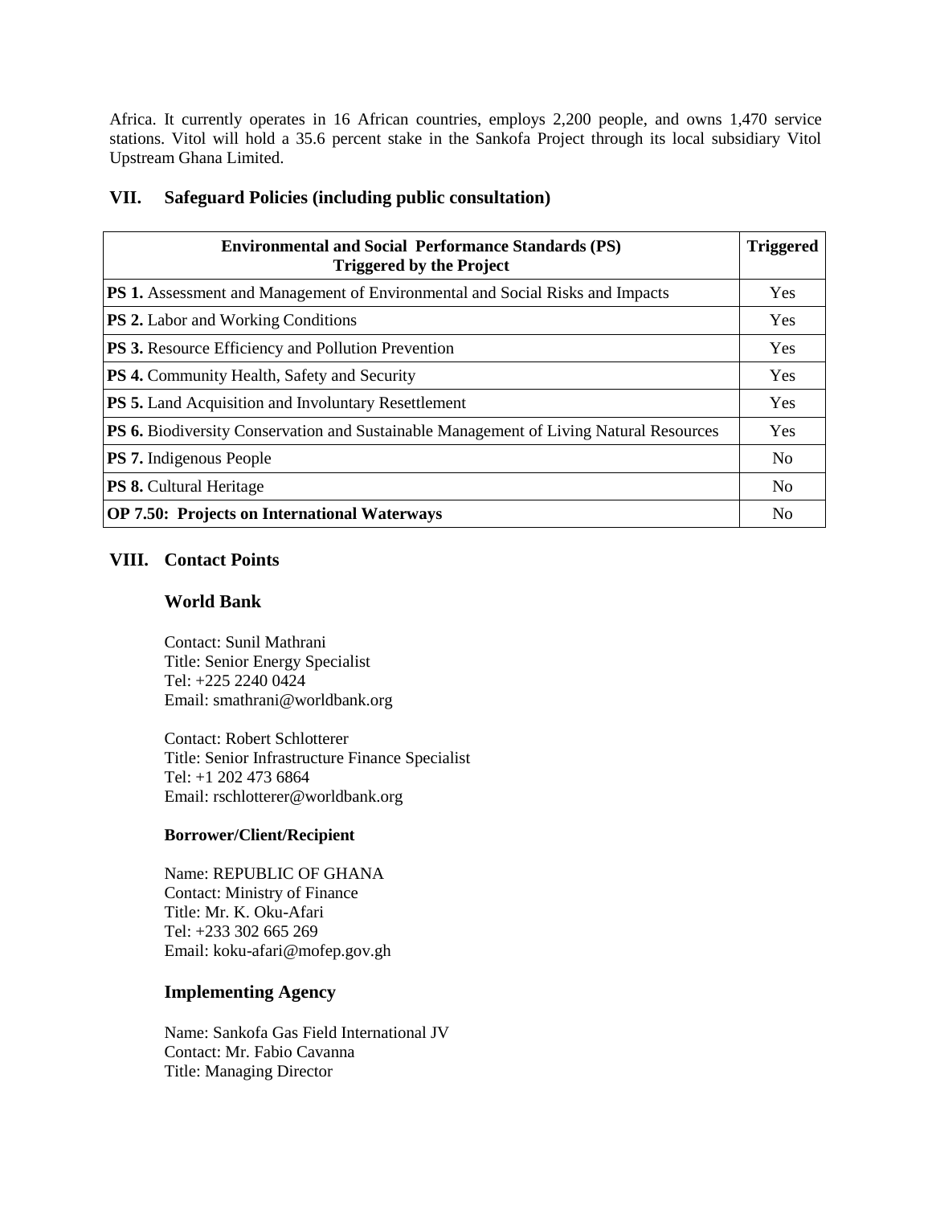Africa. It currently operates in 16 African countries, employs 2,200 people, and owns 1,470 service stations. Vitol will hold a 35.6 percent stake in the Sankofa Project through its local subsidiary Vitol Upstream Ghana Limited.

## VII. Safeguard Policies (including public consultation)

| Environmental and Social Performance Standards (PS) Triggered by the Project | Triggered |
|---|---|
| **PS 1.** Assessment and Management of Environmental and Social Risks and Impacts | Yes |
| **PS 2.** Labor and Working Conditions | Yes |
| **PS 3.** Resource Efficiency and Pollution Prevention | Yes |
| **PS 4.** Community Health, Safety and Security | Yes |
| **PS 5.** Land Acquisition and Involuntary Resettlement | Yes |
| **PS 6.** Biodiversity Conservation and Sustainable Management of Living Natural Resources | Yes |
| **PS 7.** Indigenous People | No |
| **PS 8.** Cultural Heritage | No |
| **OP 7.50: Projects on International Waterways** | No |

## VIII. Contact Points

### World Bank

Contact: Sunil Mathrani
Title: Senior Energy Specialist
Tel: +225 2240 0424
Email: smathrani@worldbank.org

Contact: Robert Schlotterer
Title: Senior Infrastructure Finance Specialist
Tel: +1 202 473 6864
Email: rschlotterer@worldbank.org

#### Borrower/Client/Recipient

Name: REPUBLIC OF GHANA
Contact: Ministry of Finance
Title: Mr. K. Oku-Afari
Tel: +233 302 665 269
Email: koku-afari@mofep.gov.gh

### Implementing Agency

Name: Sankofa Gas Field International JV
Contact: Mr. Fabio Cavanna
Title: Managing Director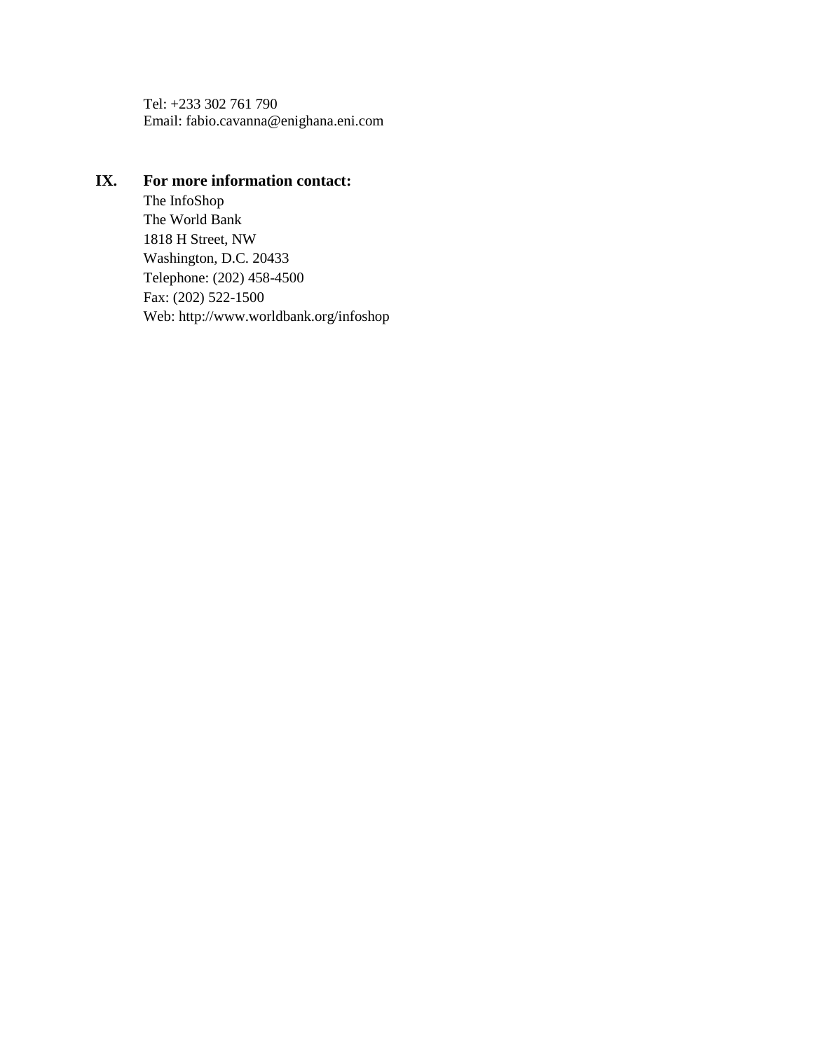Tel: +233 302 761 790
Email: fabio.cavanna@enighana.eni.com

## IX. For more information contact:

The InfoShop
The World Bank
1818 H Street, NW
Washington, D.C. 20433
Telephone: (202) 458-4500
Fax: (202) 522-1500
Web: http://www.worldbank.org/infoshop